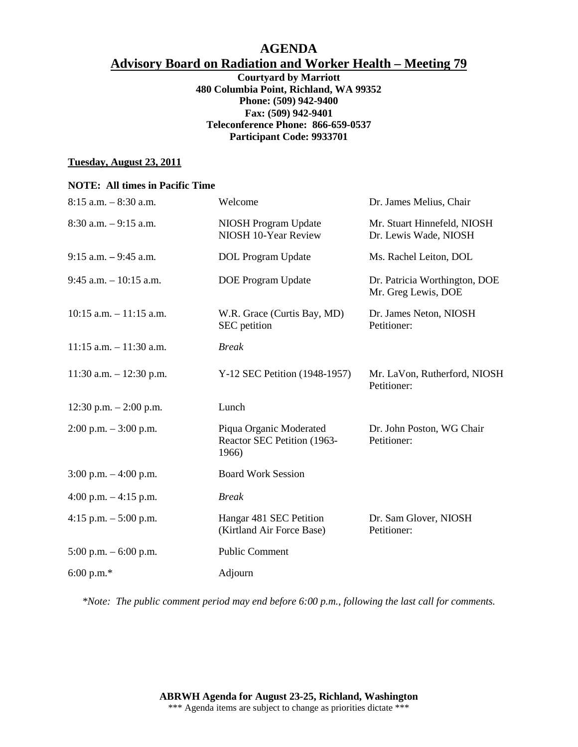# AGENDA

## Advisory Board on Radiation and Worker Health – Meeting 79

**Courtyard by Marriott**
**480 Columbia Point, Richland, WA 99352**
**Phone: (509) 942-9400**
**Fax: (509) 942-9401**
**Teleconference Phone: 866-659-0537**
**Participant Code: 9933701**

**Tuesday, August 23, 2011**

**NOTE: All times in Pacific Time**

| | | |
|---|---|---|
| 8:15 a.m. – 8:30 a.m. | Welcome | Dr. James Melius, Chair |
| 8:30 a.m. – 9:15 a.m. | NIOSH Program Update<br>NIOSH 10-Year Review | Mr. Stuart Hinnefeld, NIOSH<br>Dr. Lewis Wade, NIOSH |
| 9:15 a.m. – 9:45 a.m. | DOL Program Update | Ms. Rachel Leiton, DOL |
| 9:45 a.m. – 10:15 a.m. | DOE Program Update | Dr. Patricia Worthington, DOE<br>Mr. Greg Lewis, DOE |
| 10:15 a.m. – 11:15 a.m. | W.R. Grace (Curtis Bay, MD) SEC petition | Dr. James Neton, NIOSH<br>Petitioner: |
| 11:15 a.m. – 11:30 a.m. | *Break* | |
| 11:30 a.m. – 12:30 p.m. | Y-12 SEC Petition (1948-1957) | Mr. LaVon, Rutherford, NIOSH<br>Petitioner: |
| 12:30 p.m. – 2:00 p.m. | Lunch | |
| 2:00 p.m. – 3:00 p.m. | Piqua Organic Moderated Reactor SEC Petition (1963-1966) | Dr. John Poston, WG Chair<br>Petitioner: |
| 3:00 p.m. – 4:00 p.m. | Board Work Session | |
| 4:00 p.m. – 4:15 p.m. | *Break* | |
| 4:15 p.m. – 5:00 p.m. | Hangar 481 SEC Petition (Kirtland Air Force Base) | Dr. Sam Glover, NIOSH<br>Petitioner: |
| 5:00 p.m. – 6:00 p.m. | Public Comment | |
| 6:00 p.m.* | Adjourn | |

*\*Note: The public comment period may end before 6:00 p.m., following the last call for comments.*

**ABRWH Agenda for August 23-25, Richland, Washington**
\*\*\* Agenda items are subject to change as priorities dictate \*\*\*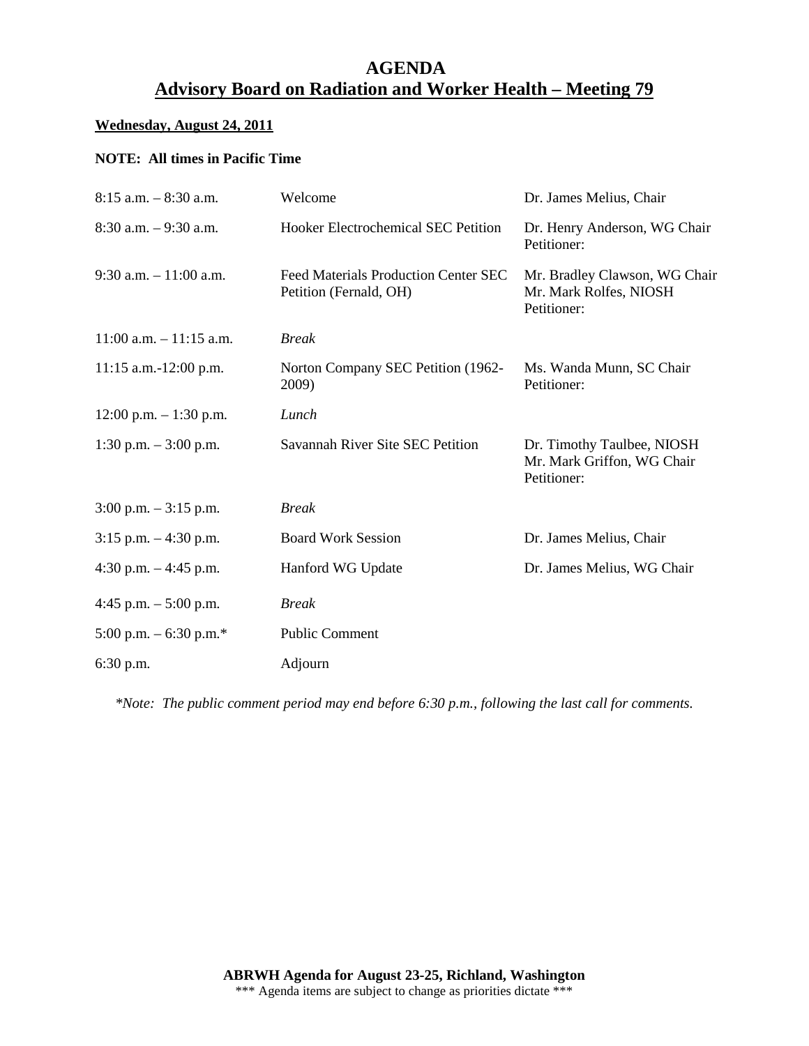# AGENDA

## Advisory Board on Radiation and Worker Health – Meeting 79

**Wednesday, August 24, 2011**

**NOTE: All times in Pacific Time**

| | | |
|---|---|---|
| 8:15 a.m. – 8:30 a.m. | Welcome | Dr. James Melius, Chair |
| 8:30 a.m. – 9:30 a.m. | Hooker Electrochemical SEC Petition | Dr. Henry Anderson, WG Chair<br>Petitioner: |
| 9:30 a.m. – 11:00 a.m. | Feed Materials Production Center SEC Petition (Fernald, OH) | Mr. Bradley Clawson, WG Chair<br>Mr. Mark Rolfes, NIOSH<br>Petitioner: |
| 11:00 a.m. – 11:15 a.m. | *Break* | |
| 11:15 a.m.-12:00 p.m. | Norton Company SEC Petition (1962-2009) | Ms. Wanda Munn, SC Chair<br>Petitioner: |
| 12:00 p.m. – 1:30 p.m. | *Lunch* | |
| 1:30 p.m. – 3:00 p.m. | Savannah River Site SEC Petition | Dr. Timothy Taulbee, NIOSH<br>Mr. Mark Griffon, WG Chair<br>Petitioner: |
| 3:00 p.m. – 3:15 p.m. | *Break* | |
| 3:15 p.m. – 4:30 p.m. | Board Work Session | Dr. James Melius, Chair |
| 4:30 p.m. – 4:45 p.m. | Hanford WG Update | Dr. James Melius, WG Chair |
| 4:45 p.m. – 5:00 p.m. | *Break* | |
| 5:00 p.m. – 6:30 p.m.* | Public Comment | |
| 6:30 p.m. | Adjourn | |

*\*Note: The public comment period may end before 6:30 p.m., following the last call for comments.*

**ABRWH Agenda for August 23-25, Richland, Washington**

\*\*\* Agenda items are subject to change as priorities dictate \*\*\*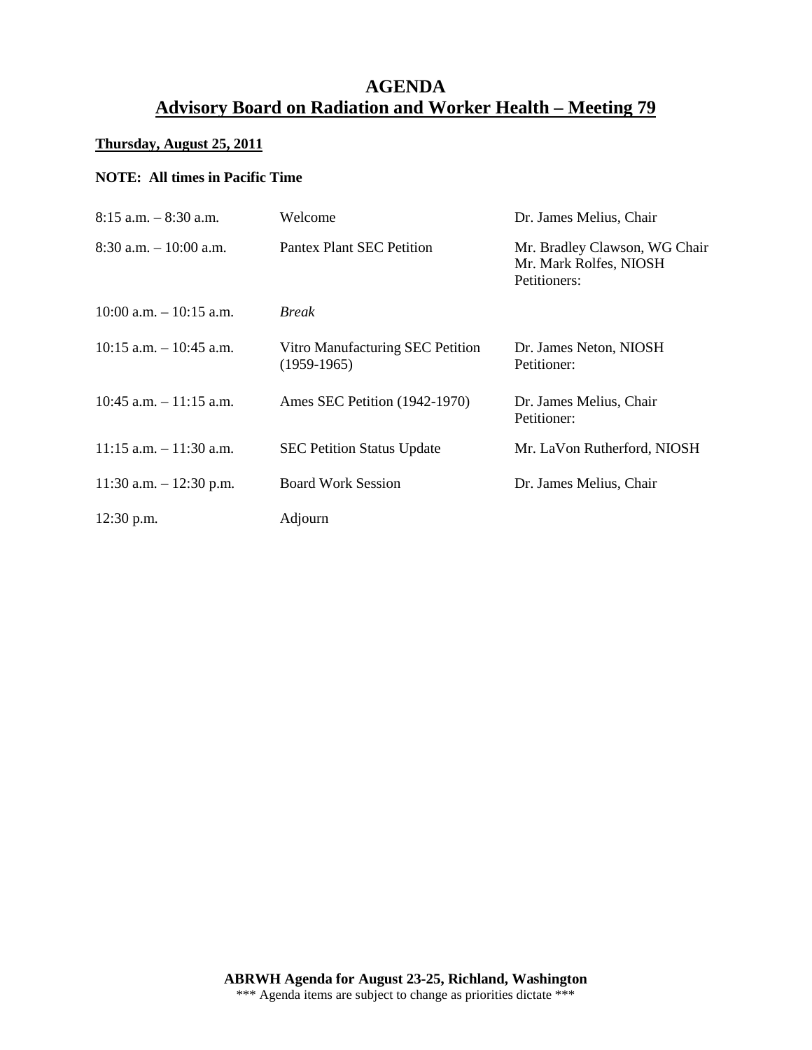# AGENDA
## Advisory Board on Radiation and Worker Health – Meeting 79

**Thursday, August 25, 2011**

**NOTE: All times in Pacific Time**

| | | |
|---|---|---|
| 8:15 a.m. – 8:30 a.m. | Welcome | Dr. James Melius, Chair |
| 8:30 a.m. – 10:00 a.m. | Pantex Plant SEC Petition | Mr. Bradley Clawson, WG Chair<br>Mr. Mark Rolfes, NIOSH<br>Petitioners: |
| 10:00 a.m. – 10:15 a.m. | *Break* | |
| 10:15 a.m. – 10:45 a.m. | Vitro Manufacturing SEC Petition (1959-1965) | Dr. James Neton, NIOSH<br>Petitioner: |
| 10:45 a.m. – 11:15 a.m. | Ames SEC Petition (1942-1970) | Dr. James Melius, Chair<br>Petitioner: |
| 11:15 a.m. – 11:30 a.m. | SEC Petition Status Update | Mr. LaVon Rutherford, NIOSH |
| 11:30 a.m. – 12:30 p.m. | Board Work Session | Dr. James Melius, Chair |
| 12:30 p.m. | Adjourn | |

**ABRWH Agenda for August 23-25, Richland, Washington**
*** Agenda items are subject to change as priorities dictate ***